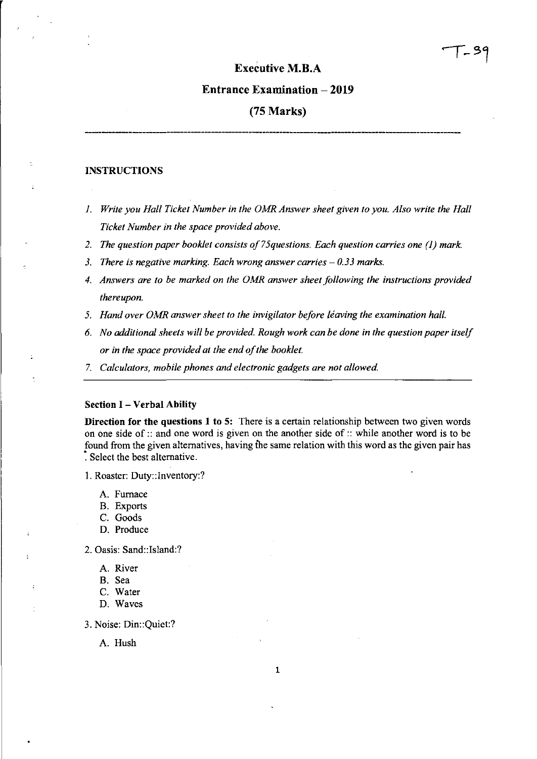T-39

# Executive M.B.A

## Entrance Examination – 2019

## (75 Marks)

---

### INSTRUCTIONS

1. *Write you Hall Ticket Number in the OMR Answer sheet given to you. Also write the Hall Ticket Number in the space provided above.*
2. *The question paper booklet consists of 75questions. Each question carries one (1) mark.*
3. *There is negative marking. Each wrong answer carries – 0.33 marks.*
4. *Answers are to be marked on the OMR answer sheet following the instructions provided thereupon.*
5. *Hand over OMR answer sheet to the invigilator before leaving the examination hall.*
6. *No additional sheets will be provided. Rough work can be done in the question paper itself or in the space provided at the end of the booklet.*
7. *Calculators, mobile phones and electronic gadgets are not allowed.*

---

**Section I – Verbal Ability**

**Direction for the questions 1 to 5:** There is a certain relationship between two given words on one side of :: and one word is given on the another side of :: while another word is to be found from the given alternatives, having the same relation with this word as the given pair has . Select the best alternative.

1. Roaster: Duty::Inventory:?

   A. Furnace
   B. Exports
   C. Goods
   D. Produce

2. Oasis: Sand::Island:?

   A. River
   B. Sea
   C. Water
   D. Waves

3. Noise: Din::Quiet:?

   A. Hush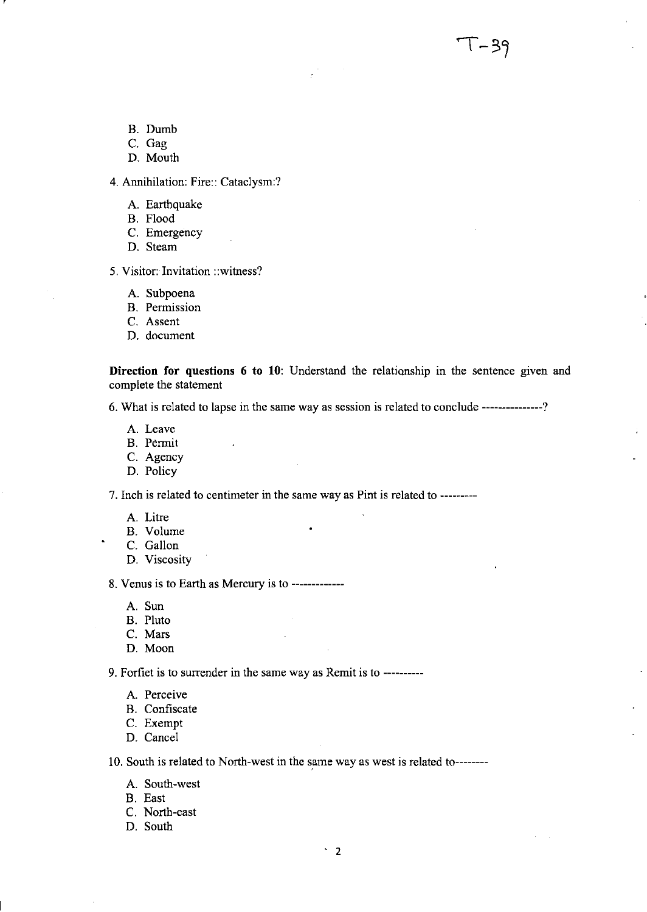B. Dumb
C. Gag
D. Mouth

4. Annihilation: Fire:: Cataclysm:?

A. Earthquake
B. Flood
C. Emergency
D. Steam

5. Visitor: Invitation ::witness?

A. Subpoena
B. Permission
C. Assent
D. document

**Direction for questions 6 to 10**: Understand the relationship in the sentence given and complete the statement

6. What is related to lapse in the same way as session is related to conclude ---------------?

A. Leave
B. Permit
C. Agency
D. Policy

7. Inch is related to centimeter in the same way as Pint is related to ---------

A. Litre
B. Volume
C. Gallon
D. Viscosity

8. Venus is to Earth as Mercury is to -------------

A. Sun
B. Pluto
C. Mars
D. Moon

9. Forfiet is to surrender in the same way as Remit is to ----------

A. Perceive
B. Confiscate
C. Exempt
D. Cancel

10. South is related to North-west in the same way as west is related to--------

A. South-west
B. East
C. North-east
D. South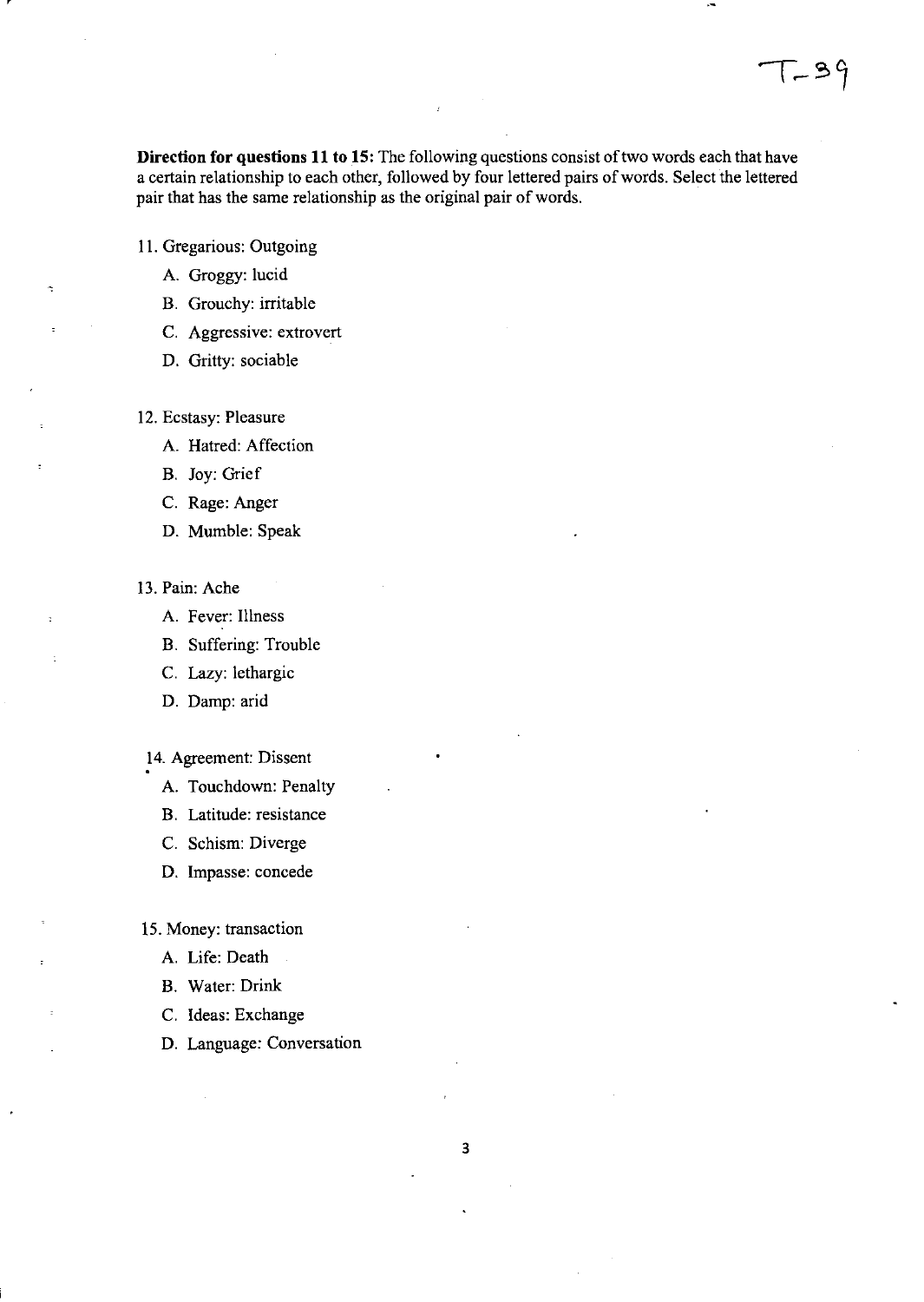**Direction for questions 11 to 15:** The following questions consist of two words each that have a certain relationship to each other, followed by four lettered pairs of words. Select the lettered pair that has the same relationship as the original pair of words.

11. Gregarious: Outgoing
    A. Groggy: lucid
    B. Grouchy: irritable
    C. Aggressive: extrovert
    D. Gritty: sociable

12. Ecstasy: Pleasure
    A. Hatred: Affection
    B. Joy: Grief
    C. Rage: Anger
    D. Mumble: Speak

13. Pain: Ache
    A. Fever: Illness
    B. Suffering: Trouble
    C. Lazy: lethargic
    D. Damp: arid

14. Agreement: Dissent
    A. Touchdown: Penalty
    B. Latitude: resistance
    C. Schism: Diverge
    D. Impasse: concede

15. Money: transaction
    A. Life: Death
    B. Water: Drink
    C. Ideas: Exchange
    D. Language: Conversation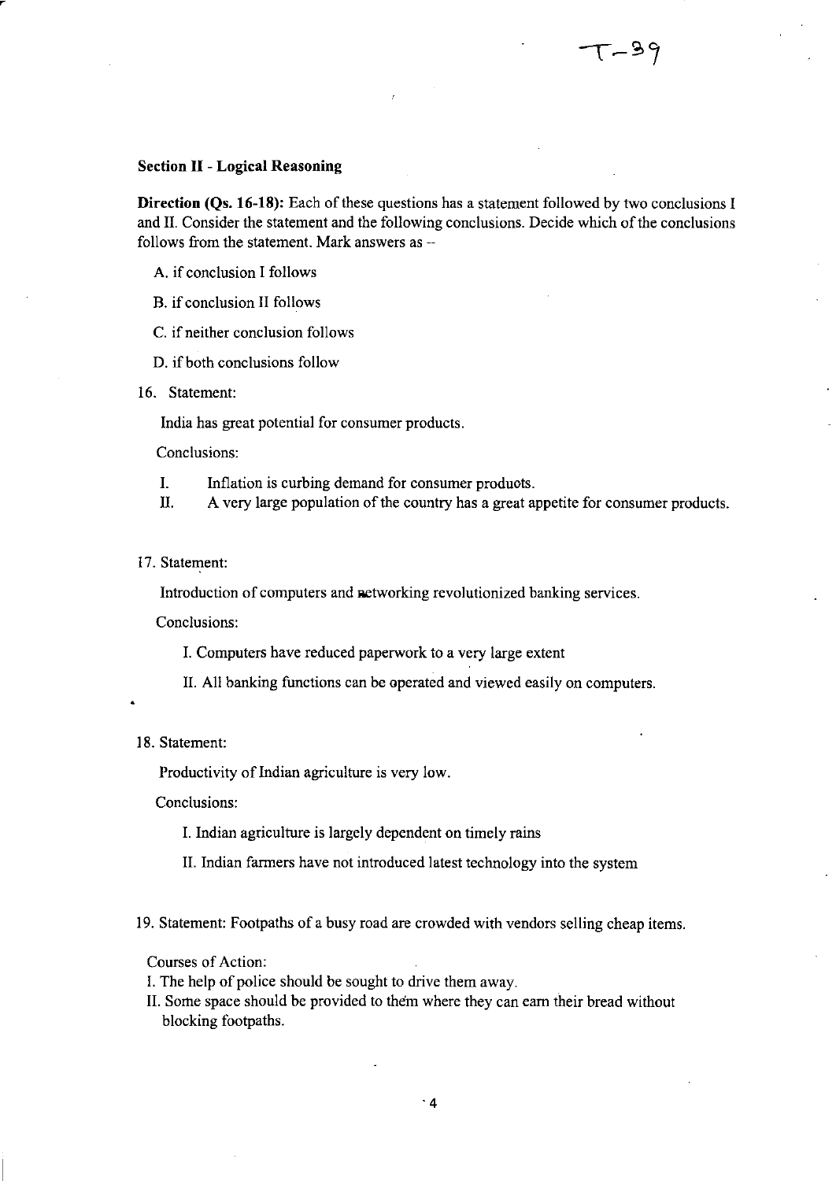T-39

**Section II - Logical Reasoning**

**Direction (Qs. 16-18):** Each of these questions has a statement followed by two conclusions I and II. Consider the statement and the following conclusions. Decide which of the conclusions follows from the statement. Mark answers as –

A. if conclusion I follows

B. if conclusion II follows

C. if neither conclusion follows

D. if both conclusions follow

16. Statement:

India has great potential for consumer products.

Conclusions:

I. Inflation is curbing demand for consumer produots.
II. A very large population of the country has a great appetite for consumer products.

17. Statement:

Introduction of computers and networking revolutionized banking services.

Conclusions:

I. Computers have reduced paperwork to a very large extent

II. All banking functions can be operated and viewed easily on computers.

18. Statement:

Productivity of Indian agriculture is very low.

Conclusions:

I. Indian agriculture is largely dependent on timely rains

II. Indian farmers have not introduced latest technology into the system

19. Statement: Footpaths of a busy road are crowded with vendors selling cheap items.

Courses of Action:
I. The help of police should be sought to drive them away.
II. Some space should be provided to them where they can earn their bread without blocking footpaths.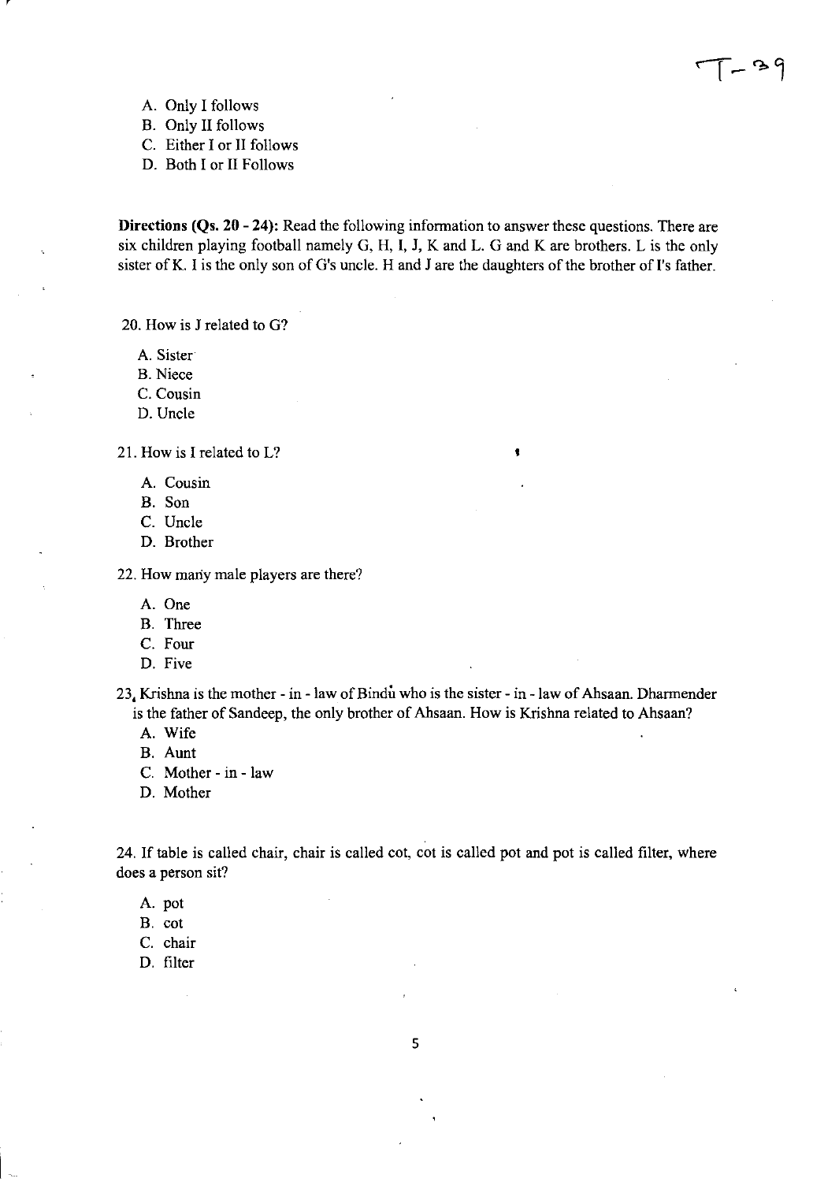A. Only I follows
B. Only II follows
C. Either I or II follows
D. Both I or II Follows

**Directions (Qs. 20 - 24):** Read the following information to answer these questions. There are six children playing football namely G, H, I, J, K and L. G and K are brothers. L is the only sister of K. I is the only son of G's uncle. H and J are the daughters of the brother of I's father.

20. How is J related to G?

A. Sister
B. Niece
C. Cousin
D. Uncle

21. How is I related to L?

A. Cousin
B. Son
C. Uncle
D. Brother

22. How many male players are there?

A. One
B. Three
C. Four
D. Five

23. Krishna is the mother - in - law of Bindu who is the sister - in - law of Ahsaan. Dharmender is the father of Sandeep, the only brother of Ahsaan. How is Krishna related to Ahsaan?

A. Wife
B. Aunt
C. Mother - in - law
D. Mother

24. If table is called chair, chair is called cot, cot is called pot and pot is called filter, where does a person sit?

A. pot
B. cot
C. chair
D. filter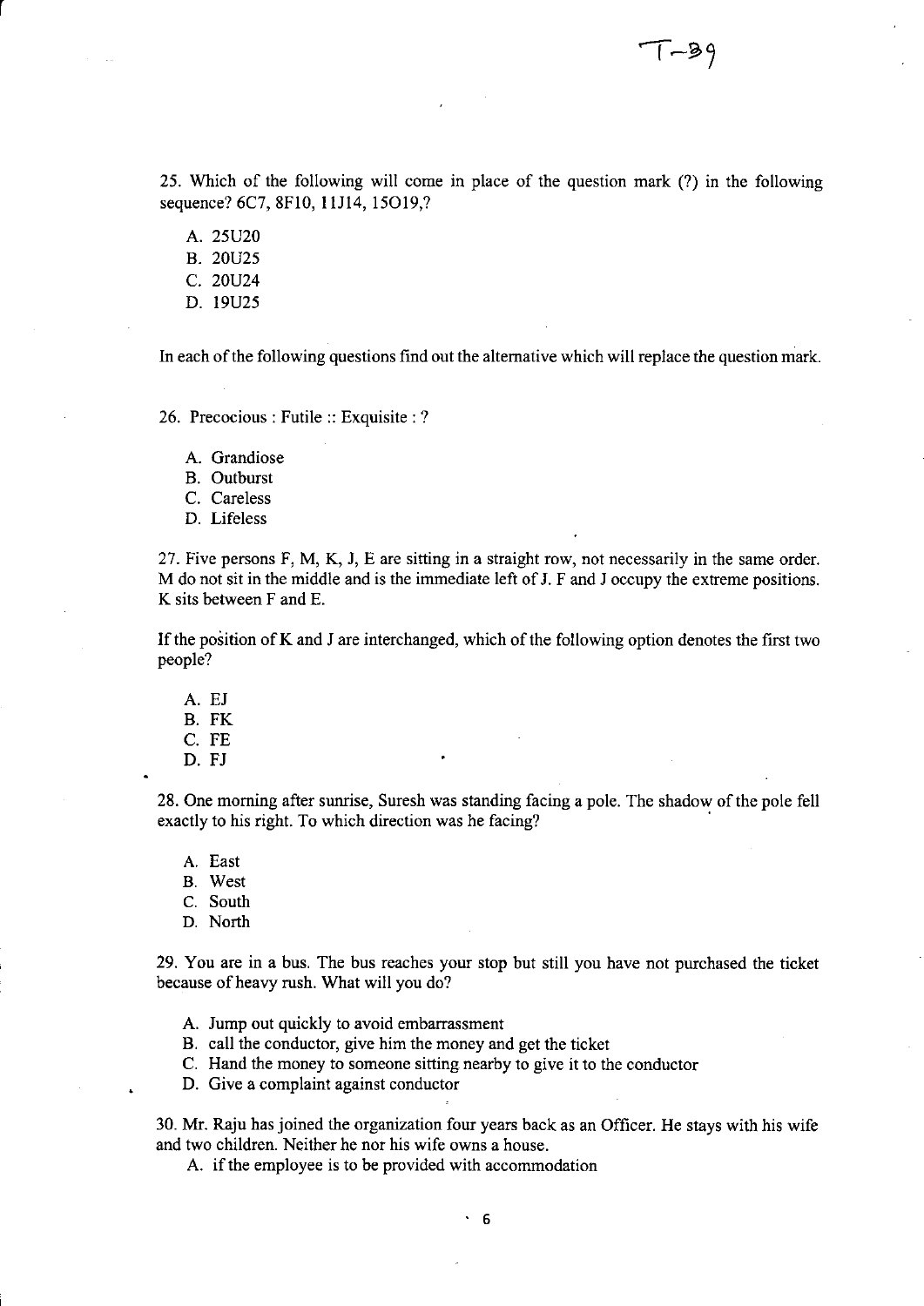25. Which of the following will come in place of the question mark (?) in the following sequence? 6C7, 8F10, 11J14, 15O19,?

A. 25U20
B. 20U25
C. 20U24
D. 19U25

In each of the following questions find out the alternative which will replace the question mark.

26. Precocious : Futile :: Exquisite : ?

A. Grandiose
B. Outburst
C. Careless
D. Lifeless

27. Five persons F, M, K, J, E are sitting in a straight row, not necessarily in the same order. M do not sit in the middle and is the immediate left of J. F and J occupy the extreme positions. K sits between F and E.

If the position of K and J are interchanged, which of the following option denotes the first two people?

A. EJ
B. FK
C. FE
D. FJ

28. One morning after sunrise, Suresh was standing facing a pole. The shadow of the pole fell exactly to his right. To which direction was he facing?

A. East
B. West
C. South
D. North

29. You are in a bus. The bus reaches your stop but still you have not purchased the ticket because of heavy rush. What will you do?

A. Jump out quickly to avoid embarrassment
B. call the conductor, give him the money and get the ticket
C. Hand the money to someone sitting nearby to give it to the conductor
D. Give a complaint against conductor

30. Mr. Raju has joined the organization four years back as an Officer. He stays with his wife and two children. Neither he nor his wife owns a house.

A. if the employee is to be provided with accommodation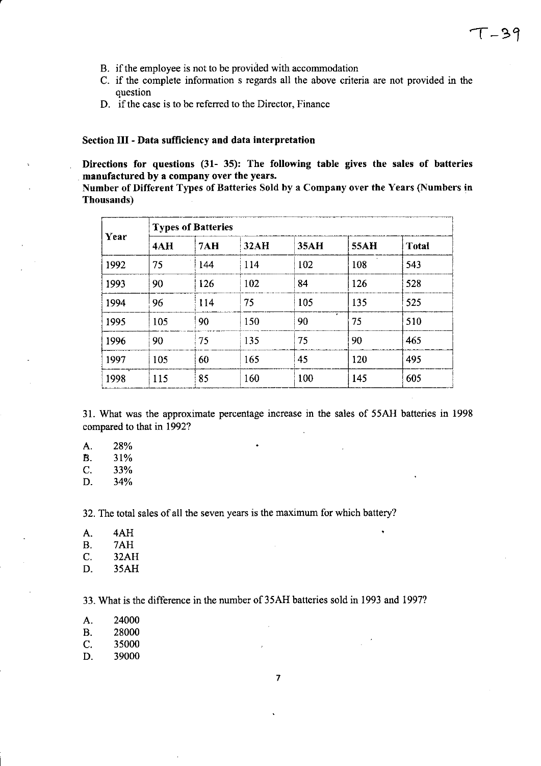B. if the employee is not to be provided with accommodation
C. if the complete information s regards all the above criteria are not provided in the question
D. if the case is to be referred to the Director, Finance

### Section III - Data sufficiency and data interpretation

**Directions for questions (31- 35): The following table gives the sales of batteries manufactured by a company over the years.**
**Number of Different Types of Batteries Sold by a Company over the Years (Numbers in Thousands)**

| Year | Types of Batteries | | | | | |
|---|---|---|---|---|---|---|
| | 4AH | 7AH | 32AH | 35AH | 55AH | Total |
| 1992 | 75 | 144 | 114 | 102 | 108 | 543 |
| 1993 | 90 | 126 | 102 | 84 | 126 | 528 |
| 1994 | 96 | 114 | 75 | 105 | 135 | 525 |
| 1995 | 105 | 90 | 150 | 90 | 75 | 510 |
| 1996 | 90 | 75 | 135 | 75 | 90 | 465 |
| 1997 | 105 | 60 | 165 | 45 | 120 | 495 |
| 1998 | 115 | 85 | 160 | 100 | 145 | 605 |

31. What was the approximate percentage increase in the sales of 55AH batteries in 1998 compared to that in 1992?

A. 28%
B. 31%
C. 33%
D. 34%

32. The total sales of all the seven years is the maximum for which battery?

A. 4AH
B. 7AH
C. 32AH
D. 35AH

33. What is the difference in the number of 35AH batteries sold in 1993 and 1997?

A. 24000
B. 28000
C. 35000
D. 39000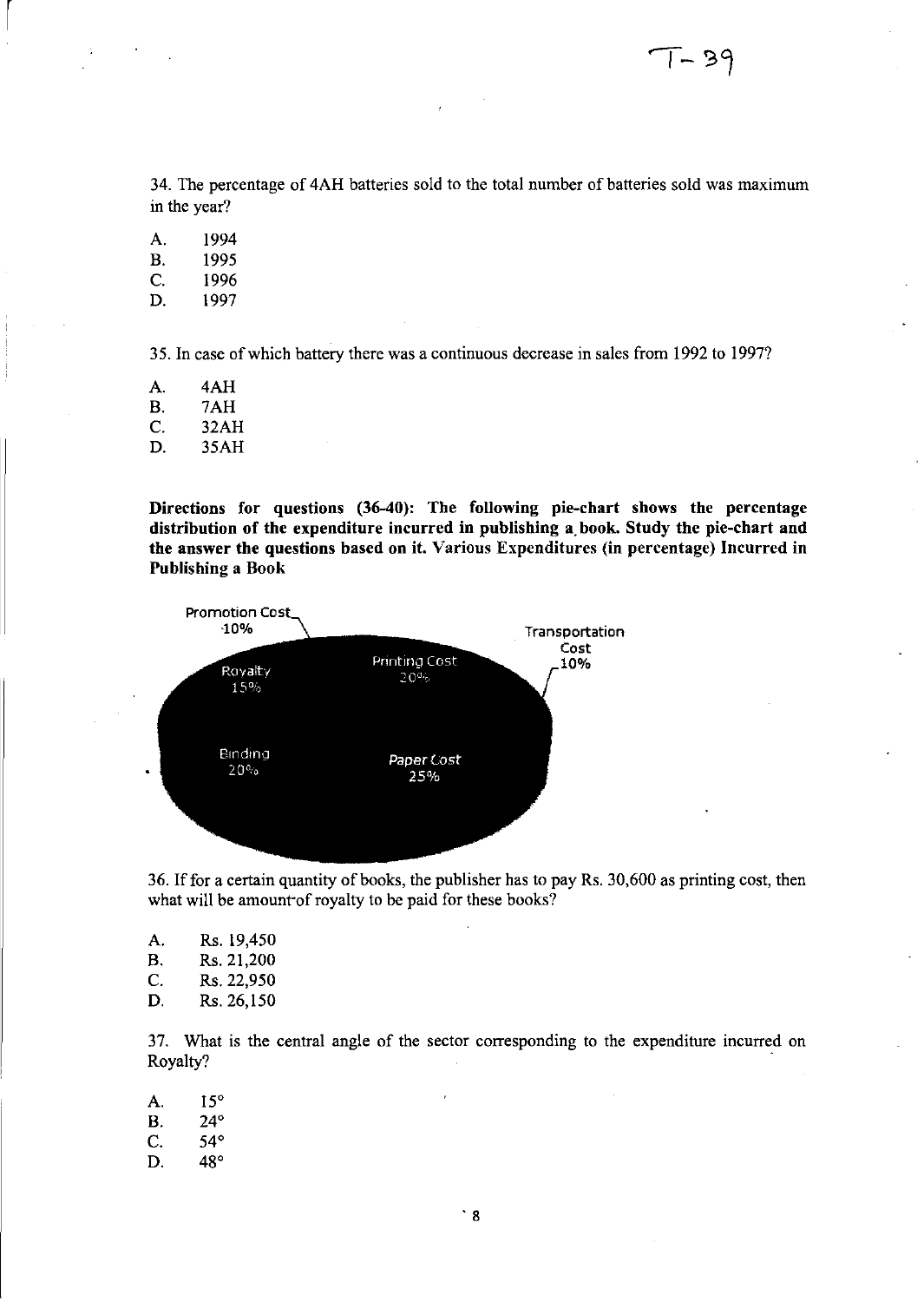34. The percentage of 4AH batteries sold to the total number of batteries sold was maximum in the year?

A. 1994
B. 1995
C. 1996
D. 1997

35. In case of which battery there was a continuous decrease in sales from 1992 to 1997?

A. 4AH
B. 7AH
C. 32AH
D. 35AH

**Directions for questions (36-40): The following pie-chart shows the percentage distribution of the expenditure incurred in publishing a book. Study the pie-chart and the answer the questions based on it. Various Expenditures (in percentage) Incurred in Publishing a Book**

Promotion Cost 10%

Transportation Cost 10%

Royalty 15%

Printing Cost 20%

Binding 20%

Paper Cost 25%

36. If for a certain quantity of books, the publisher has to pay Rs. 30,600 as printing cost, then what will be amount of royalty to be paid for these books?

A. Rs. 19,450
B. Rs. 21,200
C. Rs. 22,950
D. Rs. 26,150

37. What is the central angle of the sector corresponding to the expenditure incurred on Royalty?

A. 15°
B. 24°
C. 54°
D. 48°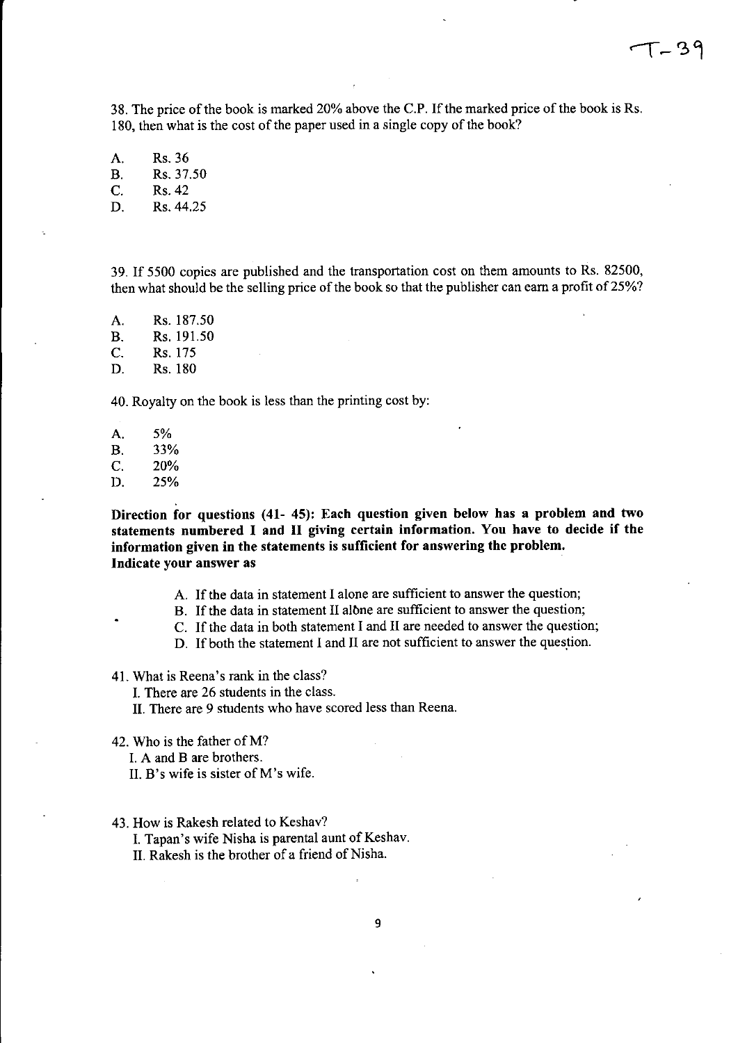38. The price of the book is marked 20% above the C.P. If the marked price of the book is Rs. 180, then what is the cost of the paper used in a single copy of the book?

A. Rs. 36
B. Rs. 37.50
C. Rs. 42
D. Rs. 44.25

39. If 5500 copies are published and the transportation cost on them amounts to Rs. 82500, then what should be the selling price of the book so that the publisher can earn a profit of 25%?

A. Rs. 187.50
B. Rs. 191.50
C. Rs. 175
D. Rs. 180

40. Royalty on the book is less than the printing cost by:

A. 5%
B. 33%
C. 20%
D. 25%

**Direction for questions (41- 45): Each question given below has a problem and two statements numbered I and II giving certain information. You have to decide if the information given in the statements is sufficient for answering the problem. Indicate your answer as**

A. If the data in statement I alone are sufficient to answer the question;
B. If the data in statement II alone are sufficient to answer the question;
C. If the data in both statement I and II are needed to answer the question;
D. If both the statement I and II are not sufficient to answer the question.

41. What is Reena's rank in the class?
I. There are 26 students in the class.
II. There are 9 students who have scored less than Reena.

42. Who is the father of M?
I. A and B are brothers.
II. B's wife is sister of M's wife.

43. How is Rakesh related to Keshav?
I. Tapan's wife Nisha is parental aunt of Keshav.
II. Rakesh is the brother of a friend of Nisha.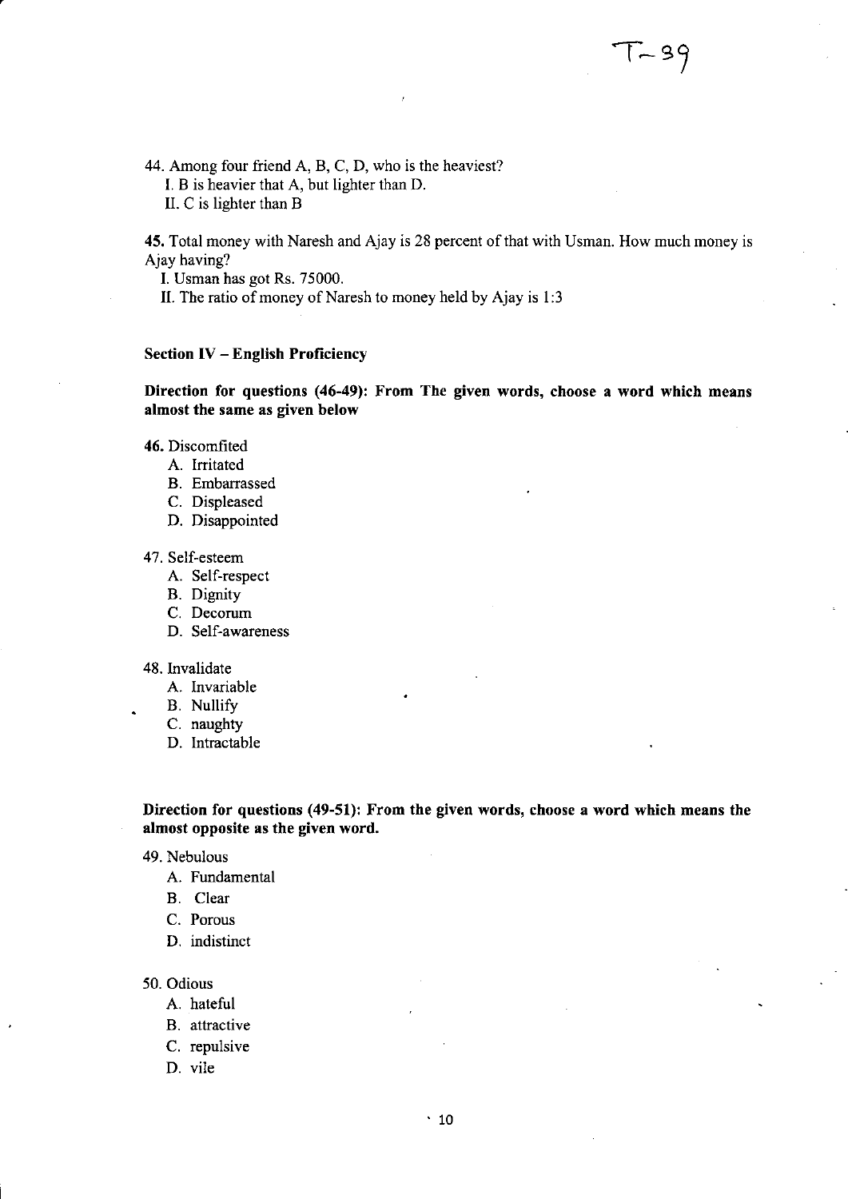T-39

44. Among four friend A, B, C, D, who is the heaviest?

I. B is heavier that A, but lighter than D.

II. C is lighter than B

**45.** Total money with Naresh and Ajay is 28 percent of that with Usman. How much money is Ajay having?

I. Usman has got Rs. 75000.

II. The ratio of money of Naresh to money held by Ajay is 1:3

**Section IV – English Proficiency**

**Direction for questions (46-49): From The given words, choose a word which means almost the same as given below**

**46.** Discomfited

A. Irritated
B. Embarrassed
C. Displeased
D. Disappointed

47. Self-esteem

A. Self-respect
B. Dignity
C. Decorum
D. Self-awareness

48. Invalidate

A. Invariable
B. Nullify
C. naughty
D. Intractable

**Direction for questions (49-51): From the given words, choose a word which means the almost opposite as the given word.**

49. Nebulous

A. Fundamental
B. Clear
C. Porous
D. indistinct

50. Odious

A. hateful
B. attractive
C. repulsive
D. vile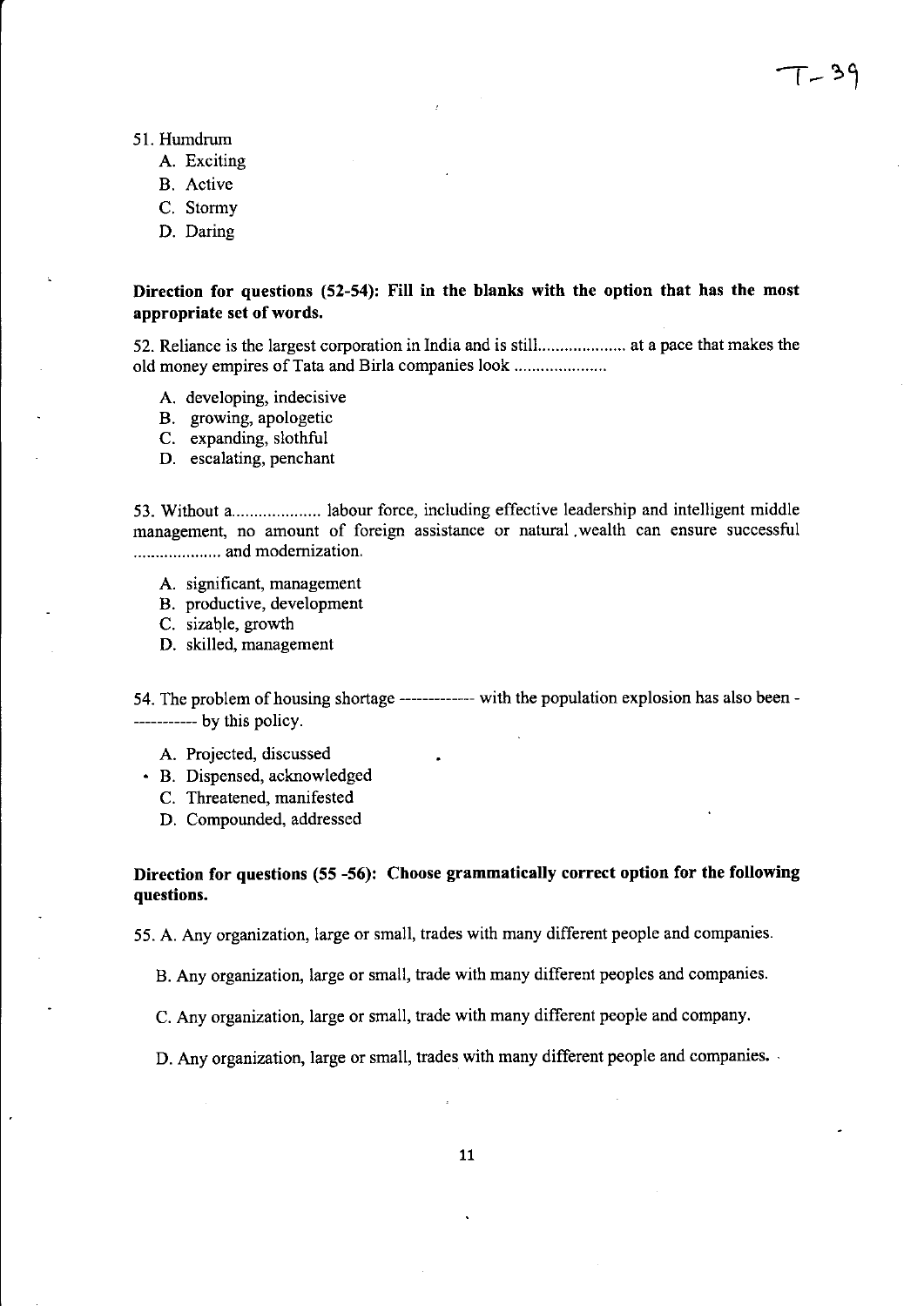51. Humdrum
   A. Exciting
   B. Active
   C. Stormy
   D. Daring

**Direction for questions (52-54): Fill in the blanks with the option that has the most appropriate set of words.**

52. Reliance is the largest corporation in India and is still.................... at a pace that makes the old money empires of Tata and Birla companies look .....................

   A. developing, indecisive
   B. growing, apologetic
   C. expanding, slothful
   D. escalating, penchant

53. Without a.................... labour force, including effective leadership and intelligent middle management, no amount of foreign assistance or natural wealth can ensure successful .................... and modernization.

   A. significant, management
   B. productive, development
   C. sizable, growth
   D. skilled, management

54. The problem of housing shortage ------------ with the population explosion has also been ----------- by this policy.

   A. Projected, discussed
   B. Dispensed, acknowledged
   C. Threatened, manifested
   D. Compounded, addressed

**Direction for questions (55 -56): Choose grammatically correct option for the following questions.**

55. A. Any organization, large or small, trades with many different people and companies.

   B. Any organization, large or small, trade with many different peoples and companies.

   C. Any organization, large or small, trade with many different people and company.

   D. Any organization, large or small, trades with many different people and companies.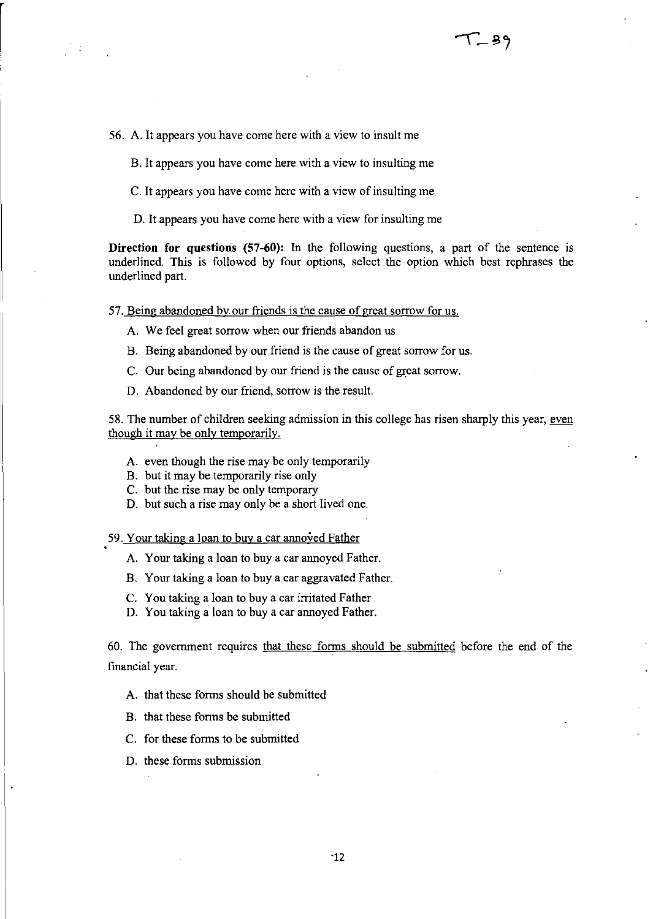56. A. It appears you have come here with a view to insult me

B. It appears you have come here with a view to insulting me

C. It appears you have come here with a view of insulting me

D. It appears you have come here with a view for insulting me

**Direction for questions (57-60):** In the following questions, a part of the sentence is underlined. This is followed by four options, select the option which best rephrases the underlined part.

57. <u>Being abandoned by our friends is the cause of great sorrow for us.</u>

A. We feel great sorrow when our friends abandon us

B. Being abandoned by our friend is the cause of great sorrow for us.

C. Our being abandoned by our friend is the cause of great sorrow.

D. Abandoned by our friend, sorrow is the result.

58. The number of children seeking admission in this college has risen sharply this year, <u>even though it may be only temporarily.</u>

A. even though the rise may be only temporarily
B. but it may be temporarily rise only
C. but the rise may be only temporary
D. but such a rise may only be a short lived one.

59. <u>Your taking a loan to buy a car annoyed Father</u>

A. Your taking a loan to buy a car annoyed Father.

B. Your taking a loan to buy a car aggravated Father.

C. You taking a loan to buy a car irritated Father

D. You taking a loan to buy a car annoyed Father.

60. The government requires <u>that these forms should be submitted</u> before the end of the financial year.

A. that these forms should be submitted

B. that these forms be submitted

C. for these forms to be submitted

D. these forms submission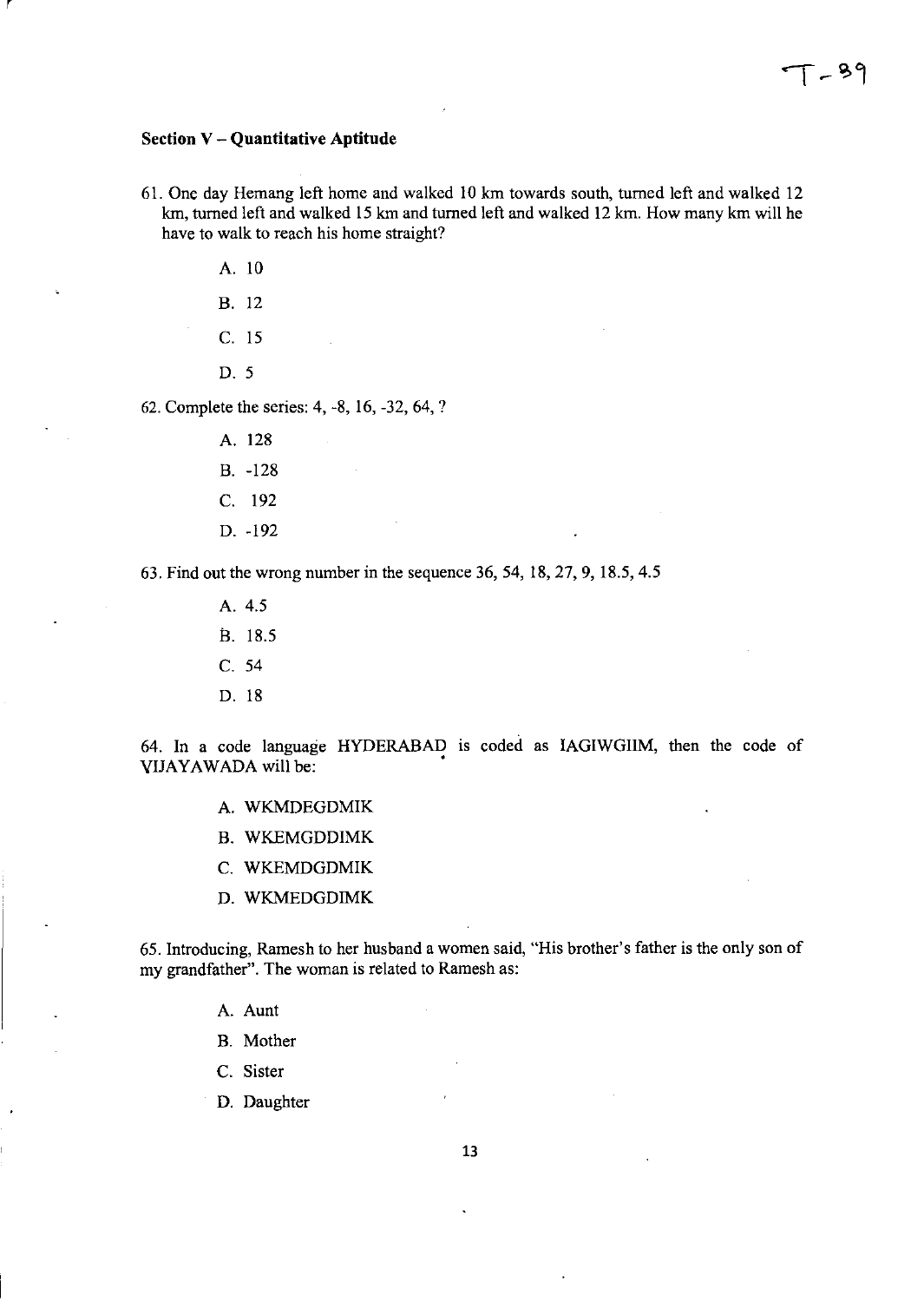## Section V – Quantitative Aptitude

61. One day Hemang left home and walked 10 km towards south, turned left and walked 12 km, turned left and walked 15 km and turned left and walked 12 km. How many km will he have to walk to reach his home straight?

    A. 10

    B. 12

    C. 15

    D. 5

62. Complete the series: 4, -8, 16, -32, 64, ?

    A. 128

    B. -128

    C. 192

    D. -192

63. Find out the wrong number in the sequence 36, 54, 18, 27, 9, 18.5, 4.5

    A. 4.5

    B. 18.5

    C. 54

    D. 18

64. In a code language HYDERABAD is coded as IAGIWGIIM, then the code of VIJAYAWADA will be:

    A. WKMDEGDMIK

    B. WKEMGDDIMK

    C. WKEMDGDMIK

    D. WKMEDGDIMK

65. Introducing, Ramesh to her husband a women said, "His brother's father is the only son of my grandfather". The woman is related to Ramesh as:

    A. Aunt

    B. Mother

    C. Sister

    D. Daughter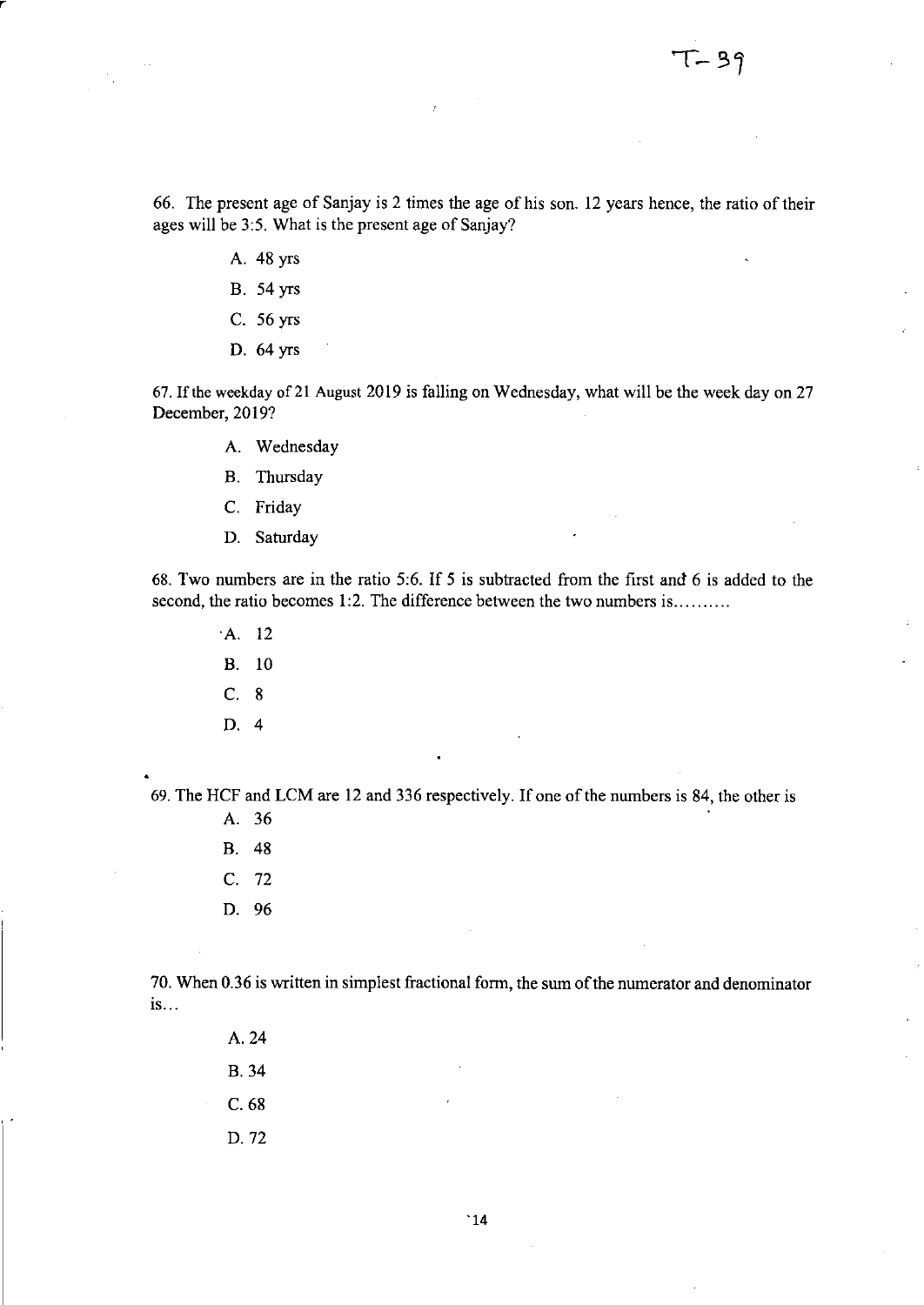66. The present age of Sanjay is 2 times the age of his son. 12 years hence, the ratio of their ages will be 3:5. What is the present age of Sanjay?

A. 48 yrs

B. 54 yrs

C. 56 yrs

D. 64 yrs

67. If the weekday of 21 August 2019 is falling on Wednesday, what will be the week day on 27 December, 2019?

A. Wednesday

B. Thursday

C. Friday

D. Saturday

68. Two numbers are in the ratio 5:6. If 5 is subtracted from the first and 6 is added to the second, the ratio becomes 1:2. The difference between the two numbers is..........

A. 12

B. 10

C. 8

D. 4

69. The HCF and LCM are 12 and 336 respectively. If one of the numbers is 84, the other is

A. 36

B. 48

C. 72

D. 96

70. When 0.36 is written in simplest fractional form, the sum of the numerator and denominator is...

A. 24

B. 34

C. 68

D. 72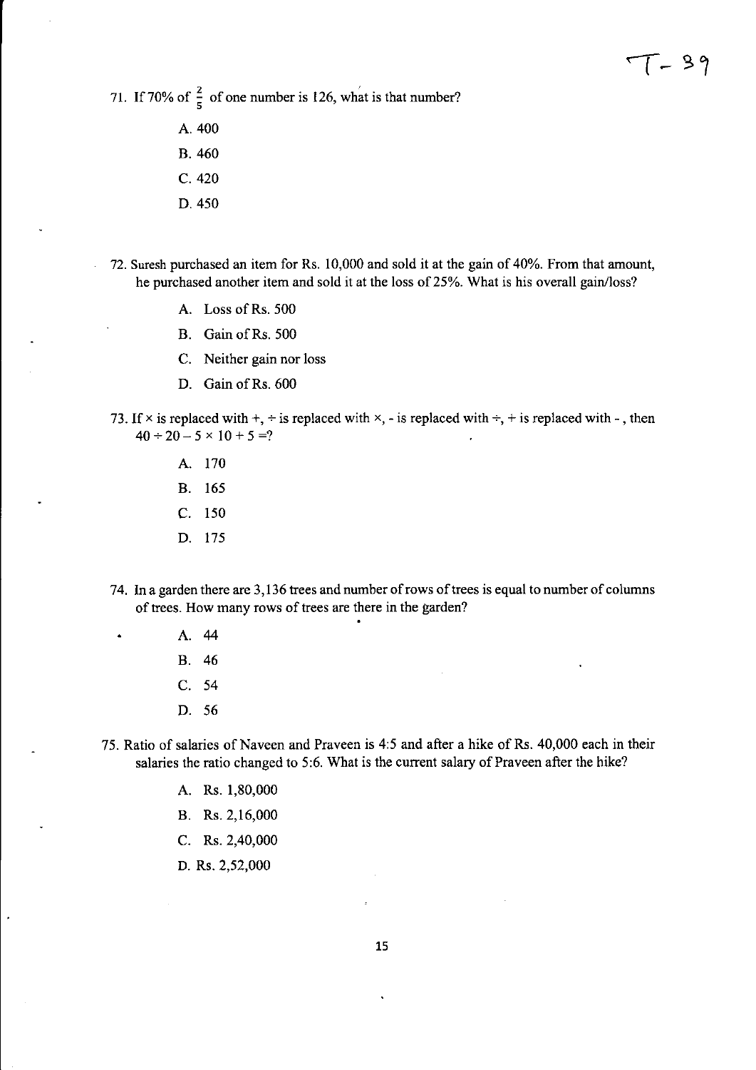71. If 70% of $\frac{2}{5}$ of one number is 126, what is that number?

    A. 400

    B. 460

    C. 420

    D. 450

72. Suresh purchased an item for Rs. 10,000 and sold it at the gain of 40%. From that amount, he purchased another item and sold it at the loss of 25%. What is his overall gain/loss?

    A. Loss of Rs. 500

    B. Gain of Rs. 500

    C. Neither gain nor loss

    D. Gain of Rs. 600

73. If × is replaced with +, ÷ is replaced with ×, - is replaced with ÷, + is replaced with - , then $40 \div 20 - 5 \times 10 + 5 = ?$

    A. 170

    B. 165

    C. 150

    D. 175

74. In a garden there are 3,136 trees and number of rows of trees is equal to number of columns of trees. How many rows of trees are there in the garden?

    A. 44

    B. 46

    C. 54

    D. 56

75. Ratio of salaries of Naveen and Praveen is 4:5 and after a hike of Rs. 40,000 each in their salaries the ratio changed to 5:6. What is the current salary of Praveen after the hike?

    A. Rs. 1,80,000

    B. Rs. 2,16,000

    C. Rs. 2,40,000

    D. Rs. 2,52,000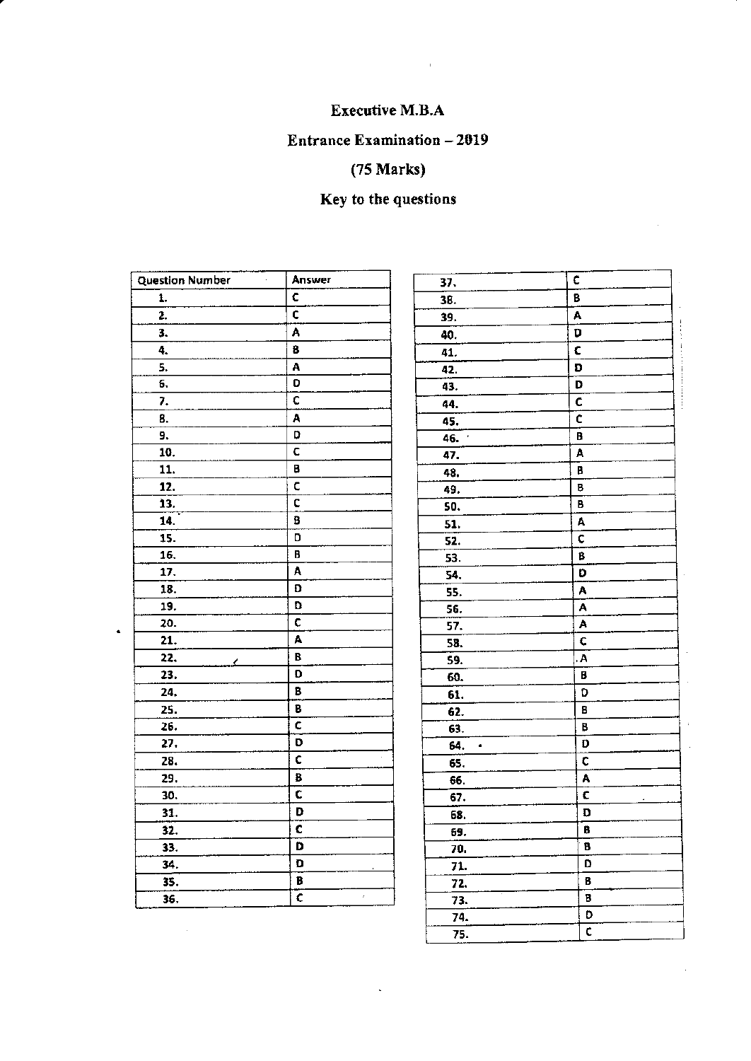**Executive M.B.A**

**Entrance Examination – 2019**

**(75 Marks)**

**Key to the questions**

| Question Number | Answer |
|---|---|
| 1. | C |
| 2. | C |
| 3. | A |
| 4. | B |
| 5. | A |
| 6. | D |
| 7. | C |
| 8. | A |
| 9. | D |
| 10. | C |
| 11. | B |
| 12. | C |
| 13. | C |
| 14. | B |
| 15. | D |
| 16. | B |
| 17. | A |
| 18. | D |
| 19. | D |
| 20. | C |
| 21. | A |
| 22. | B |
| 23. | D |
| 24. | B |
| 25. | B |
| 26. | C |
| 27. | D |
| 28. | C |
| 29. | B |
| 30. | C |
| 31. | D |
| 32. | C |
| 33. | D |
| 34. | D |
| 35. | B |
| 36. | C |
| 37. | C |
| 38. | B |
| 39. | A |
| 40. | D |
| 41. | C |
| 42. | D |
| 43. | D |
| 44. | C |
| 45. | C |
| 46. | B |
| 47. | A |
| 48. | B |
| 49. | B |
| 50. | B |
| 51. | A |
| 52. | C |
| 53. | B |
| 54. | D |
| 55. | A |
| 56. | A |
| 57. | A |
| 58. | C |
| 59. | A |
| 60. | B |
| 61. | D |
| 62. | B |
| 63. | B |
| 64. | D |
| 65. | C |
| 66. | A |
| 67. | C |
| 68. | D |
| 69. | B |
| 70. | B |
| 71. | D |
| 72. | B |
| 73. | B |
| 74. | D |
| 75. | C |